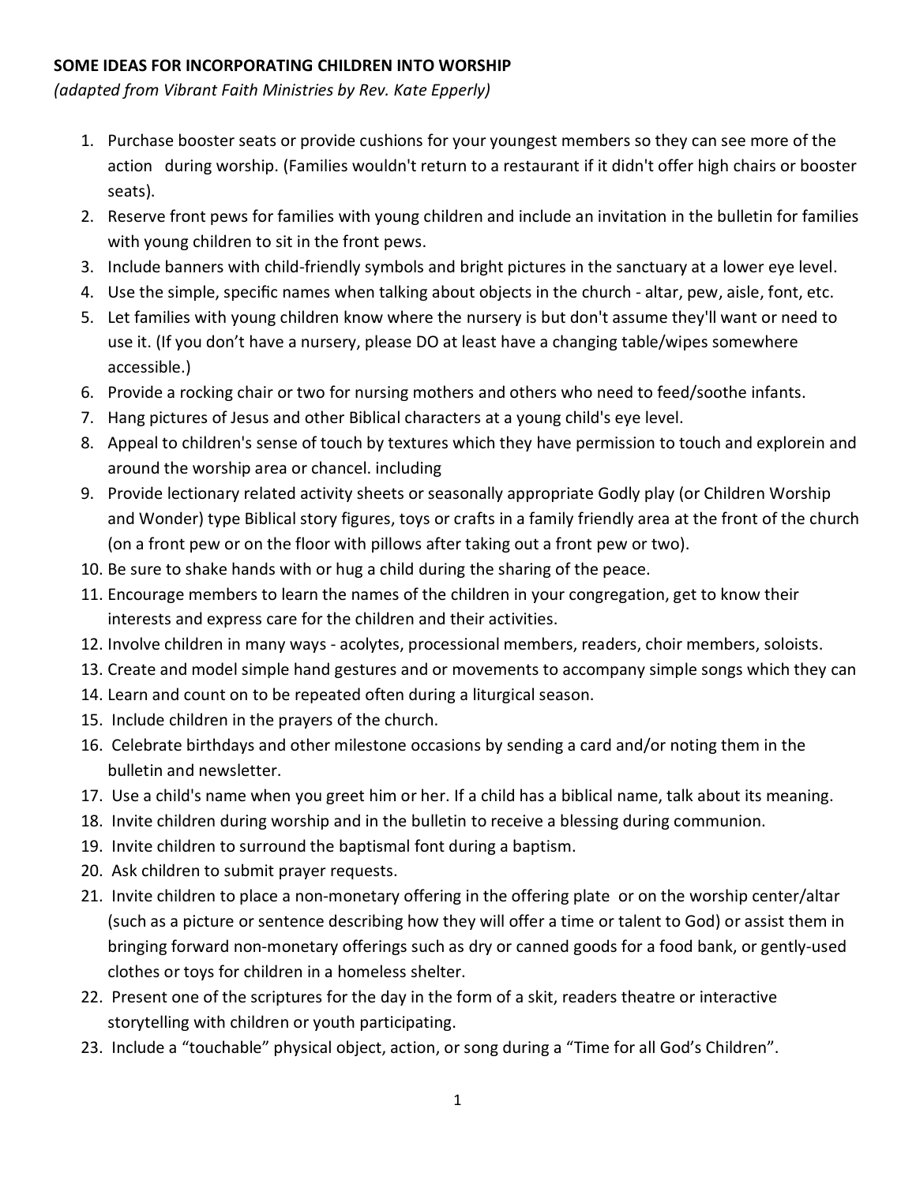**SOME IDEAS FOR INCORPORATING CHILDREN INTO WORSHIP**

*(adapted from Vibrant Faith Ministries by Rev. Kate Epperly)*

1. Purchase booster seats or provide cushions for your youngest members so they can see more of the action during worship. (Families wouldn't return to a restaurant if it didn't offer high chairs or booster seats).
2. Reserve front pews for families with young children and include an invitation in the bulletin for families with young children to sit in the front pews.
3. Include banners with child-friendly symbols and bright pictures in the sanctuary at a lower eye level.
4. Use the simple, specific names when talking about objects in the church - altar, pew, aisle, font, etc.
5. Let families with young children know where the nursery is but don't assume they'll want or need to use it. (If you don't have a nursery, please DO at least have a changing table/wipes somewhere accessible.)
6. Provide a rocking chair or two for nursing mothers and others who need to feed/soothe infants.
7. Hang pictures of Jesus and other Biblical characters at a young child's eye level.
8. Appeal to children's sense of touch by textures which they have permission to touch and explorein and around the worship area or chancel. including
9. Provide lectionary related activity sheets or seasonally appropriate Godly play (or Children Worship and Wonder) type Biblical story figures, toys or crafts in a family friendly area at the front of the church (on a front pew or on the floor with pillows after taking out a front pew or two).
10. Be sure to shake hands with or hug a child during the sharing of the peace.
11. Encourage members to learn the names of the children in your congregation, get to know their interests and express care for the children and their activities.
12. Involve children in many ways - acolytes, processional members, readers, choir members, soloists.
13. Create and model simple hand gestures and or movements to accompany simple songs which they can
14. Learn and count on to be repeated often during a liturgical season.
15. Include children in the prayers of the church.
16. Celebrate birthdays and other milestone occasions by sending a card and/or noting them in the bulletin and newsletter.
17. Use a child's name when you greet him or her. If a child has a biblical name, talk about its meaning.
18. Invite children during worship and in the bulletin to receive a blessing during communion.
19. Invite children to surround the baptismal font during a baptism.
20. Ask children to submit prayer requests.
21. Invite children to place a non-monetary offering in the offering plate or on the worship center/altar (such as a picture or sentence describing how they will offer a time or talent to God) or assist them in bringing forward non-monetary offerings such as dry or canned goods for a food bank, or gently-used clothes or toys for children in a homeless shelter.
22. Present one of the scriptures for the day in the form of a skit, readers theatre or interactive storytelling with children or youth participating.
23. Include a "touchable" physical object, action, or song during a "Time for all God's Children".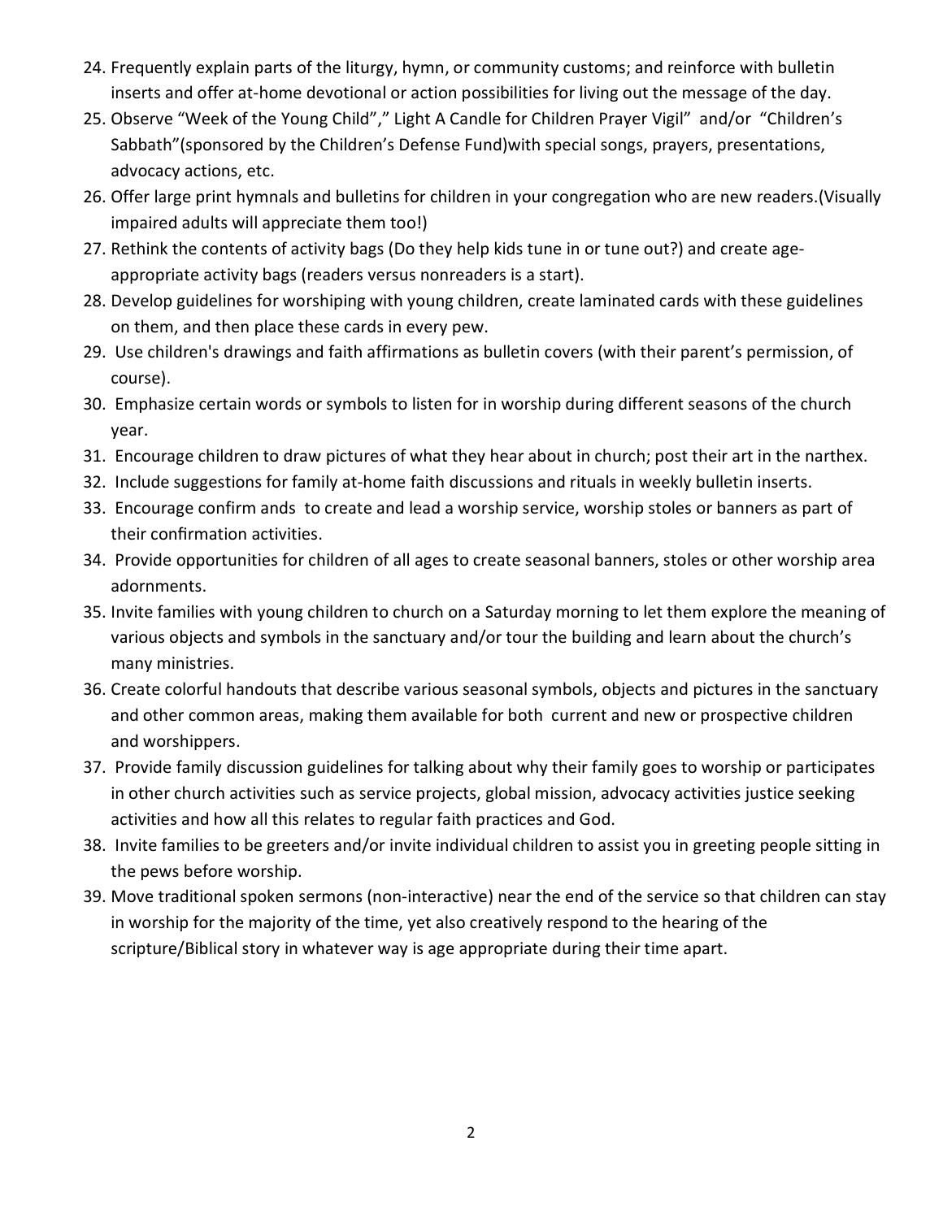24. Frequently explain parts of the liturgy, hymn, or community customs; and reinforce with bulletin inserts and offer at-home devotional or action possibilities for living out the message of the day.
25. Observe "Week of the Young Child"," Light A Candle for Children Prayer Vigil" and/or "Children's Sabbath"(sponsored by the Children's Defense Fund)with special songs, prayers, presentations, advocacy actions, etc.
26. Offer large print hymnals and bulletins for children in your congregation who are new readers.(Visually impaired adults will appreciate them too!)
27. Rethink the contents of activity bags (Do they help kids tune in or tune out?) and create age-appropriate activity bags (readers versus nonreaders is a start).
28. Develop guidelines for worshiping with young children, create laminated cards with these guidelines on them, and then place these cards in every pew.
29. Use children's drawings and faith affirmations as bulletin covers (with their parent's permission, of course).
30. Emphasize certain words or symbols to listen for in worship during different seasons of the church year.
31. Encourage children to draw pictures of what they hear about in church; post their art in the narthex.
32. Include suggestions for family at-home faith discussions and rituals in weekly bulletin inserts.
33. Encourage confirm ands to create and lead a worship service, worship stoles or banners as part of their confirmation activities.
34. Provide opportunities for children of all ages to create seasonal banners, stoles or other worship area adornments.
35. Invite families with young children to church on a Saturday morning to let them explore the meaning of various objects and symbols in the sanctuary and/or tour the building and learn about the church's many ministries.
36. Create colorful handouts that describe various seasonal symbols, objects and pictures in the sanctuary and other common areas, making them available for both current and new or prospective children and worshippers.
37. Provide family discussion guidelines for talking about why their family goes to worship or participates in other church activities such as service projects, global mission, advocacy activities justice seeking activities and how all this relates to regular faith practices and God.
38. Invite families to be greeters and/or invite individual children to assist you in greeting people sitting in the pews before worship.
39. Move traditional spoken sermons (non-interactive) near the end of the service so that children can stay in worship for the majority of the time, yet also creatively respond to the hearing of the scripture/Biblical story in whatever way is age appropriate during their time apart.